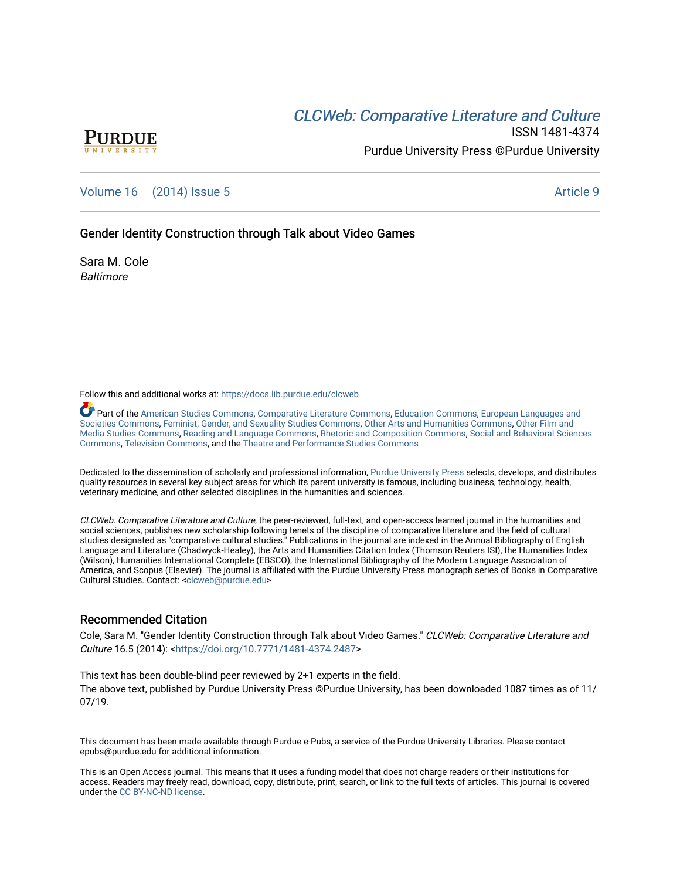# *CLCWeb: Comparative Literature and Culture*

ISSN 1481-4374

Purdue University Press ©Purdue University

Volume 16 | (2014) Issue 5 — Article 9

## Gender Identity Construction through Talk about Video Games

Sara M. Cole
*Baltimore*

Follow this and additional works at: https://docs.lib.purdue.edu/clcweb

Part of the American Studies Commons, Comparative Literature Commons, Education Commons, European Languages and Societies Commons, Feminist, Gender, and Sexuality Studies Commons, Other Arts and Humanities Commons, Other Film and Media Studies Commons, Reading and Language Commons, Rhetoric and Composition Commons, Social and Behavioral Sciences Commons, Television Commons, and the Theatre and Performance Studies Commons

Dedicated to the dissemination of scholarly and professional information, Purdue University Press selects, develops, and distributes quality resources in several key subject areas for which its parent university is famous, including business, technology, health, veterinary medicine, and other selected disciplines in the humanities and sciences.

*CLCWeb: Comparative Literature and Culture*, the peer-reviewed, full-text, and open-access learned journal in the humanities and social sciences, publishes new scholarship following tenets of the discipline of comparative literature and the field of cultural studies designated as "comparative cultural studies." Publications in the journal are indexed in the Annual Bibliography of English Language and Literature (Chadwyck-Healey), the Arts and Humanities Citation Index (Thomson Reuters ISI), the Humanities Index (Wilson), Humanities International Complete (EBSCO), the International Bibliography of the Modern Language Association of America, and Scopus (Elsevier). The journal is affiliated with the Purdue University Press monograph series of Books in Comparative Cultural Studies. Contact: <clcweb@purdue.edu>

## Recommended Citation

Cole, Sara M. "Gender Identity Construction through Talk about Video Games." *CLCWeb: Comparative Literature and Culture* 16.5 (2014): <https://doi.org/10.7771/1481-4374.2487>

This text has been double-blind peer reviewed by 2+1 experts in the field.
The above text, published by Purdue University Press ©Purdue University, has been downloaded 1087 times as of 11/07/19.

This document has been made available through Purdue e-Pubs, a service of the Purdue University Libraries. Please contact epubs@purdue.edu for additional information.

This is an Open Access journal. This means that it uses a funding model that does not charge readers or their institutions for access. Readers may freely read, download, copy, distribute, print, search, or link to the full texts of articles. This journal is covered under the CC BY-NC-ND license.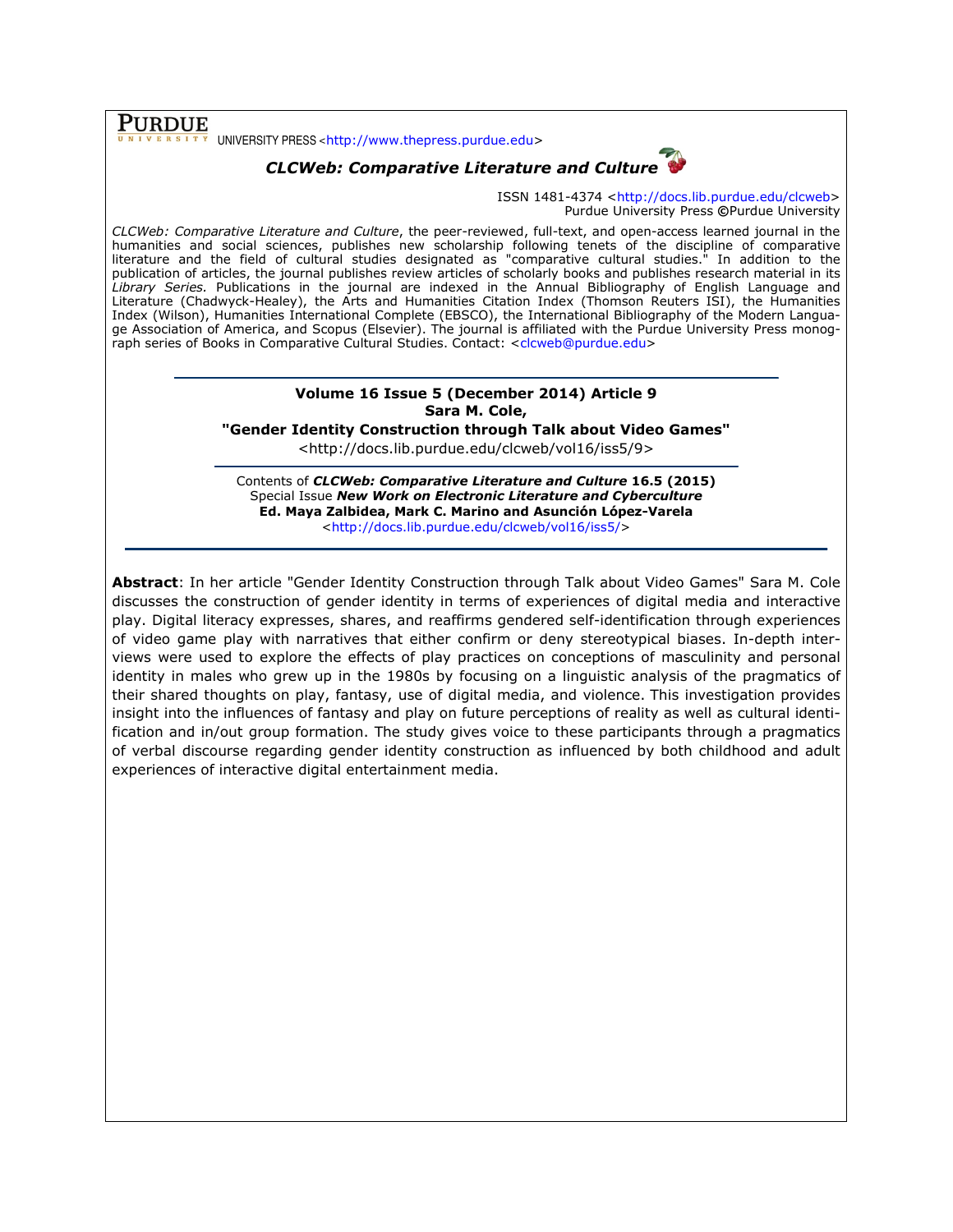**PURDUE** UNIVERSITY PRESS <http://www.thepress.purdue.edu>

***CLCWeb: Comparative Literature and Culture***

ISSN 1481-4374 <http://docs.lib.purdue.edu/clcweb>
Purdue University Press ©Purdue University

*CLCWeb: Comparative Literature and Culture*, the peer-reviewed, full-text, and open-access learned journal in the humanities and social sciences, publishes new scholarship following tenets of the discipline of comparative literature and the field of cultural studies designated as "comparative cultural studies." In addition to the publication of articles, the journal publishes review articles of scholarly books and publishes research material in its *Library Series*. Publications in the journal are indexed in the Annual Bibliography of English Language and Literature (Chadwyck-Healey), the Arts and Humanities Citation Index (Thomson Reuters ISI), the Humanities Index (Wilson), Humanities International Complete (EBSCO), the International Bibliography of the Modern Language Association of America, and Scopus (Elsevier). The journal is affiliated with the Purdue University Press monograph series of Books in Comparative Cultural Studies. Contact: <clcweb@purdue.edu>

**Volume 16 Issue 5 (December 2014) Article 9**
**Sara M. Cole,**
**"Gender Identity Construction through Talk about Video Games"**
<http://docs.lib.purdue.edu/clcweb/vol16/iss5/9>

Contents of ***CLCWeb: Comparative Literature and Culture* 16.5 (2015)**
Special Issue ***New Work on Electronic Literature and Cyberculture***
**Ed. Maya Zalbidea, Mark C. Marino and Asunción López-Varela**
<http://docs.lib.purdue.edu/clcweb/vol16/iss5/>

**Abstract**: In her article "Gender Identity Construction through Talk about Video Games" Sara M. Cole discusses the construction of gender identity in terms of experiences of digital media and interactive play. Digital literacy expresses, shares, and reaffirms gendered self-identification through experiences of video game play with narratives that either confirm or deny stereotypical biases. In-depth interviews were used to explore the effects of play practices on conceptions of masculinity and personal identity in males who grew up in the 1980s by focusing on a linguistic analysis of the pragmatics of their shared thoughts on play, fantasy, use of digital media, and violence. This investigation provides insight into the influences of fantasy and play on future perceptions of reality as well as cultural identification and in/out group formation. The study gives voice to these participants through a pragmatics of verbal discourse regarding gender identity construction as influenced by both childhood and adult experiences of interactive digital entertainment media.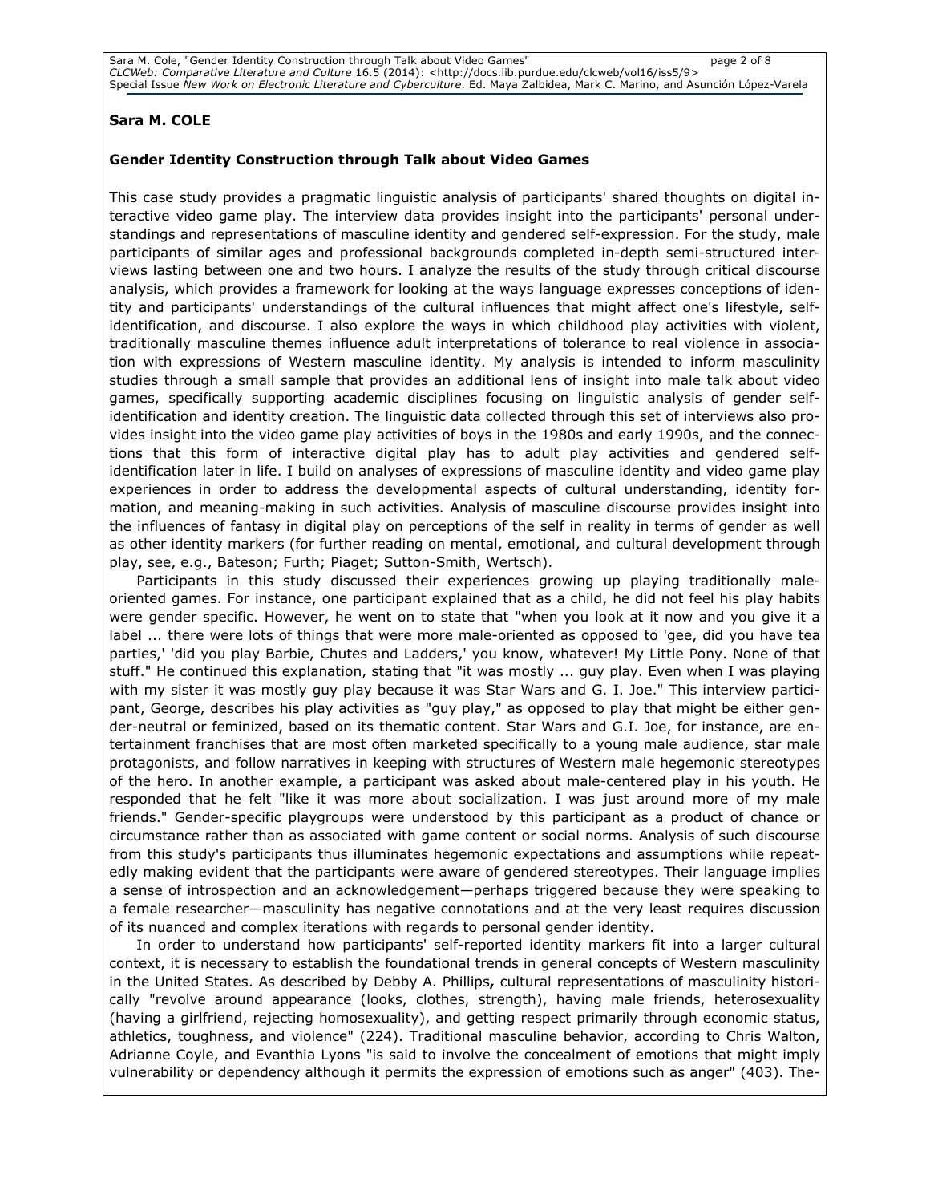**Sara M. COLE**

**Gender Identity Construction through Talk about Video Games**

This case study provides a pragmatic linguistic analysis of participants' shared thoughts on digital interactive video game play. The interview data provides insight into the participants' personal understandings and representations of masculine identity and gendered self-expression. For the study, male participants of similar ages and professional backgrounds completed in-depth semi-structured interviews lasting between one and two hours. I analyze the results of the study through critical discourse analysis, which provides a framework for looking at the ways language expresses conceptions of identity and participants' understandings of the cultural influences that might affect one's lifestyle, self-identification, and discourse. I also explore the ways in which childhood play activities with violent, traditionally masculine themes influence adult interpretations of tolerance to real violence in association with expressions of Western masculine identity. My analysis is intended to inform masculinity studies through a small sample that provides an additional lens of insight into male talk about video games, specifically supporting academic disciplines focusing on linguistic analysis of gender self-identification and identity creation. The linguistic data collected through this set of interviews also provides insight into the video game play activities of boys in the 1980s and early 1990s, and the connections that this form of interactive digital play has to adult play activities and gendered self-identification later in life. I build on analyses of expressions of masculine identity and video game play experiences in order to address the developmental aspects of cultural understanding, identity formation, and meaning-making in such activities. Analysis of masculine discourse provides insight into the influences of fantasy in digital play on perceptions of the self in reality in terms of gender as well as other identity markers (for further reading on mental, emotional, and cultural development through play, see, e.g., Bateson; Furth; Piaget; Sutton-Smith, Wertsch).

Participants in this study discussed their experiences growing up playing traditionally male-oriented games. For instance, one participant explained that as a child, he did not feel his play habits were gender specific. However, he went on to state that "when you look at it now and you give it a label ... there were lots of things that were more male-oriented as opposed to 'gee, did you have tea parties,' 'did you play Barbie, Chutes and Ladders,' you know, whatever! My Little Pony. None of that stuff." He continued this explanation, stating that "it was mostly ... guy play. Even when I was playing with my sister it was mostly guy play because it was Star Wars and G. I. Joe." This interview participant, George, describes his play activities as "guy play," as opposed to play that might be either gender-neutral or feminized, based on its thematic content. Star Wars and G.I. Joe, for instance, are entertainment franchises that are most often marketed specifically to a young male audience, star male protagonists, and follow narratives in keeping with structures of Western male hegemonic stereotypes of the hero. In another example, a participant was asked about male-centered play in his youth. He responded that he felt "like it was more about socialization. I was just around more of my male friends." Gender-specific playgroups were understood by this participant as a product of chance or circumstance rather than as associated with game content or social norms. Analysis of such discourse from this study's participants thus illuminates hegemonic expectations and assumptions while repeatedly making evident that the participants were aware of gendered stereotypes. Their language implies a sense of introspection and an acknowledgement—perhaps triggered because they were speaking to a female researcher—masculinity has negative connotations and at the very least requires discussion of its nuanced and complex iterations with regards to personal gender identity.

In order to understand how participants' self-reported identity markers fit into a larger cultural context, it is necessary to establish the foundational trends in general concepts of Western masculinity in the United States. As described by Debby A. Phillips**,** cultural representations of masculinity historically "revolve around appearance (looks, clothes, strength), having male friends, heterosexuality (having a girlfriend, rejecting homosexuality), and getting respect primarily through economic status, athletics, toughness, and violence" (224). Traditional masculine behavior, according to Chris Walton, Adrianne Coyle, and Evanthia Lyons "is said to involve the concealment of emotions that might imply vulnerability or dependency although it permits the expression of emotions such as anger" (403). The-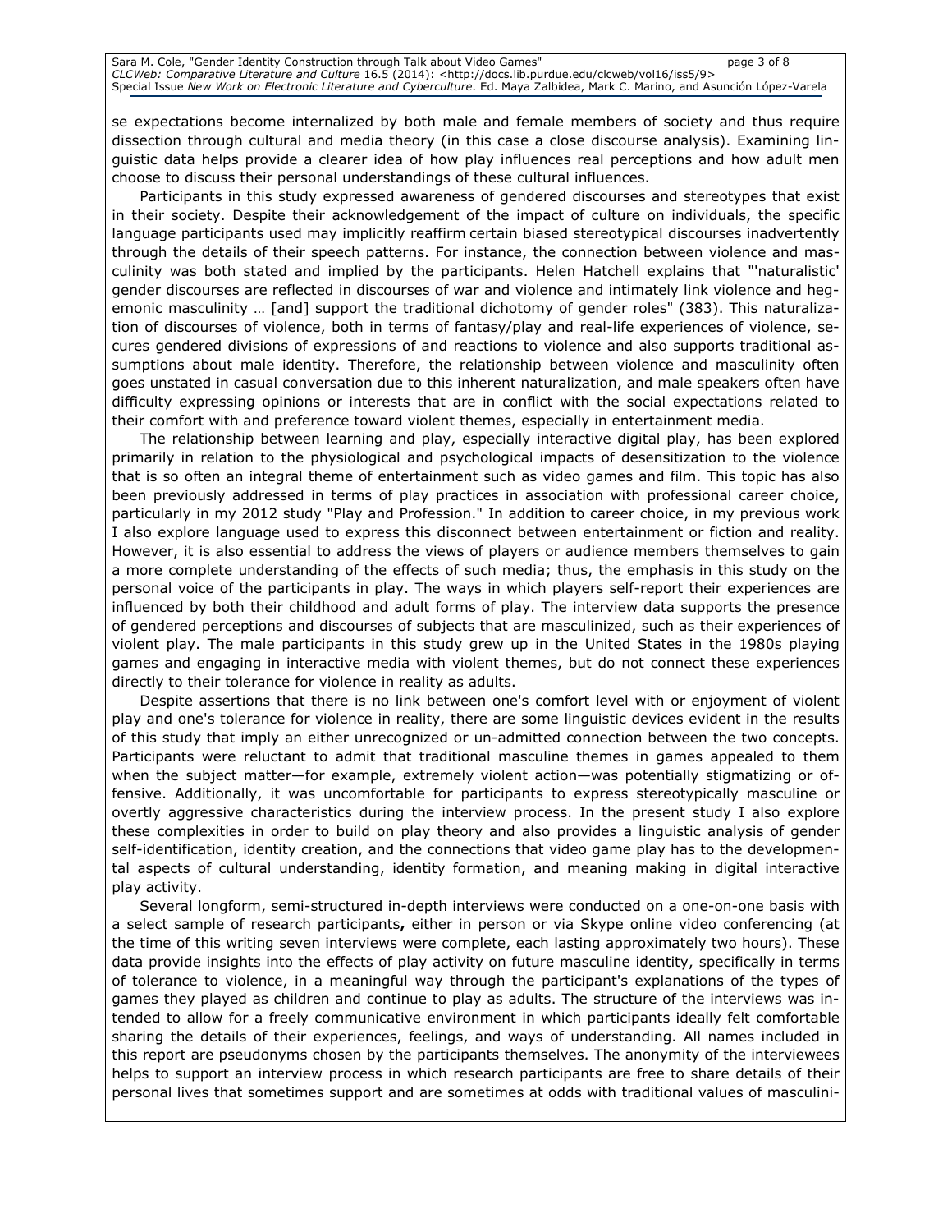se expectations become internalized by both male and female members of society and thus require dissection through cultural and media theory (in this case a close discourse analysis). Examining linguistic data helps provide a clearer idea of how play influences real perceptions and how adult men choose to discuss their personal understandings of these cultural influences.

Participants in this study expressed awareness of gendered discourses and stereotypes that exist in their society. Despite their acknowledgement of the impact of culture on individuals, the specific language participants used may implicitly reaffirm certain biased stereotypical discourses inadvertently through the details of their speech patterns. For instance, the connection between violence and masculinity was both stated and implied by the participants. Helen Hatchell explains that "'naturalistic' gender discourses are reflected in discourses of war and violence and intimately link violence and hegemonic masculinity … [and] support the traditional dichotomy of gender roles" (383). This naturalization of discourses of violence, both in terms of fantasy/play and real-life experiences of violence, secures gendered divisions of expressions of and reactions to violence and also supports traditional assumptions about male identity. Therefore, the relationship between violence and masculinity often goes unstated in casual conversation due to this inherent naturalization, and male speakers often have difficulty expressing opinions or interests that are in conflict with the social expectations related to their comfort with and preference toward violent themes, especially in entertainment media.

The relationship between learning and play, especially interactive digital play, has been explored primarily in relation to the physiological and psychological impacts of desensitization to the violence that is so often an integral theme of entertainment such as video games and film. This topic has also been previously addressed in terms of play practices in association with professional career choice, particularly in my 2012 study "Play and Profession." In addition to career choice, in my previous work I also explore language used to express this disconnect between entertainment or fiction and reality. However, it is also essential to address the views of players or audience members themselves to gain a more complete understanding of the effects of such media; thus, the emphasis in this study on the personal voice of the participants in play. The ways in which players self-report their experiences are influenced by both their childhood and adult forms of play. The interview data supports the presence of gendered perceptions and discourses of subjects that are masculinized, such as their experiences of violent play. The male participants in this study grew up in the United States in the 1980s playing games and engaging in interactive media with violent themes, but do not connect these experiences directly to their tolerance for violence in reality as adults.

Despite assertions that there is no link between one's comfort level with or enjoyment of violent play and one's tolerance for violence in reality, there are some linguistic devices evident in the results of this study that imply an either unrecognized or un-admitted connection between the two concepts. Participants were reluctant to admit that traditional masculine themes in games appealed to them when the subject matter—for example, extremely violent action—was potentially stigmatizing or offensive. Additionally, it was uncomfortable for participants to express stereotypically masculine or overtly aggressive characteristics during the interview process. In the present study I also explore these complexities in order to build on play theory and also provides a linguistic analysis of gender self-identification, identity creation, and the connections that video game play has to the developmental aspects of cultural understanding, identity formation, and meaning making in digital interactive play activity.

Several longform, semi-structured in-depth interviews were conducted on a one-on-one basis with a select sample of research participants**,** either in person or via Skype online video conferencing (at the time of this writing seven interviews were complete, each lasting approximately two hours). These data provide insights into the effects of play activity on future masculine identity, specifically in terms of tolerance to violence, in a meaningful way through the participant's explanations of the types of games they played as children and continue to play as adults. The structure of the interviews was intended to allow for a freely communicative environment in which participants ideally felt comfortable sharing the details of their experiences, feelings, and ways of understanding. All names included in this report are pseudonyms chosen by the participants themselves. The anonymity of the interviewees helps to support an interview process in which research participants are free to share details of their personal lives that sometimes support and are sometimes at odds with traditional values of masculini-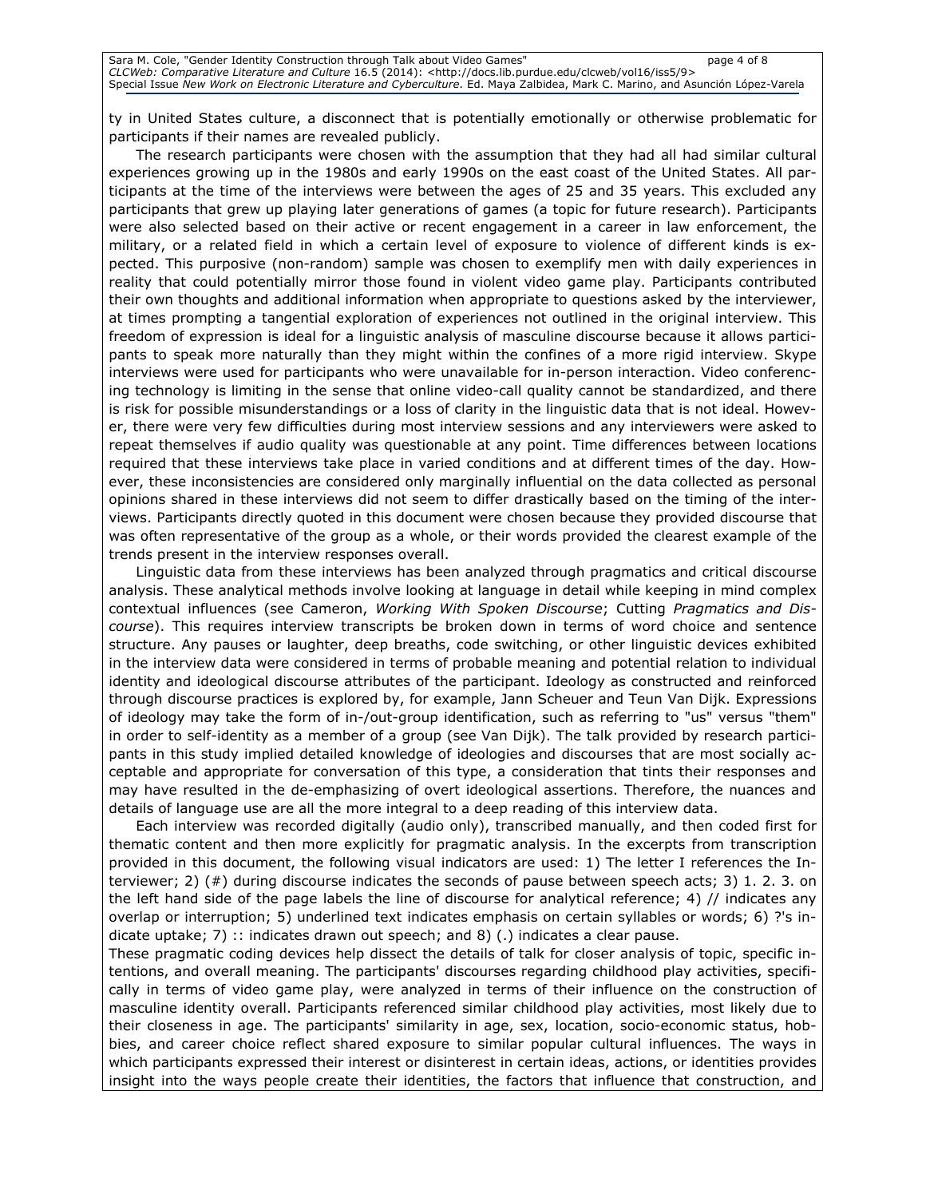ty in United States culture, a disconnect that is potentially emotionally or otherwise problematic for participants if their names are revealed publicly.

The research participants were chosen with the assumption that they had all had similar cultural experiences growing up in the 1980s and early 1990s on the east coast of the United States. All participants at the time of the interviews were between the ages of 25 and 35 years. This excluded any participants that grew up playing later generations of games (a topic for future research). Participants were also selected based on their active or recent engagement in a career in law enforcement, the military, or a related field in which a certain level of exposure to violence of different kinds is expected. This purposive (non-random) sample was chosen to exemplify men with daily experiences in reality that could potentially mirror those found in violent video game play. Participants contributed their own thoughts and additional information when appropriate to questions asked by the interviewer, at times prompting a tangential exploration of experiences not outlined in the original interview. This freedom of expression is ideal for a linguistic analysis of masculine discourse because it allows participants to speak more naturally than they might within the confines of a more rigid interview. Skype interviews were used for participants who were unavailable for in-person interaction. Video conferencing technology is limiting in the sense that online video-call quality cannot be standardized, and there is risk for possible misunderstandings or a loss of clarity in the linguistic data that is not ideal. However, there were very few difficulties during most interview sessions and any interviewers were asked to repeat themselves if audio quality was questionable at any point. Time differences between locations required that these interviews take place in varied conditions and at different times of the day. However, these inconsistencies are considered only marginally influential on the data collected as personal opinions shared in these interviews did not seem to differ drastically based on the timing of the interviews. Participants directly quoted in this document were chosen because they provided discourse that was often representative of the group as a whole, or their words provided the clearest example of the trends present in the interview responses overall.

Linguistic data from these interviews has been analyzed through pragmatics and critical discourse analysis. These analytical methods involve looking at language in detail while keeping in mind complex contextual influences (see Cameron, *Working With Spoken Discourse*; Cutting *Pragmatics and Discourse*). This requires interview transcripts be broken down in terms of word choice and sentence structure. Any pauses or laughter, deep breaths, code switching, or other linguistic devices exhibited in the interview data were considered in terms of probable meaning and potential relation to individual identity and ideological discourse attributes of the participant. Ideology as constructed and reinforced through discourse practices is explored by, for example, Jann Scheuer and Teun Van Dijk. Expressions of ideology may take the form of in-/out-group identification, such as referring to "us" versus "them" in order to self-identity as a member of a group (see Van Dijk). The talk provided by research participants in this study implied detailed knowledge of ideologies and discourses that are most socially acceptable and appropriate for conversation of this type, a consideration that tints their responses and may have resulted in the de-emphasizing of overt ideological assertions. Therefore, the nuances and details of language use are all the more integral to a deep reading of this interview data.

Each interview was recorded digitally (audio only), transcribed manually, and then coded first for thematic content and then more explicitly for pragmatic analysis. In the excerpts from transcription provided in this document, the following visual indicators are used: 1) The letter I references the Interviewer; 2) (#) during discourse indicates the seconds of pause between speech acts; 3) 1. 2. 3. on the left hand side of the page labels the line of discourse for analytical reference; 4) // indicates any overlap or interruption; 5) underlined text indicates emphasis on certain syllables or words; 6) ?'s indicate uptake; 7) :: indicates drawn out speech; and 8) (.) indicates a clear pause.

These pragmatic coding devices help dissect the details of talk for closer analysis of topic, specific intentions, and overall meaning. The participants' discourses regarding childhood play activities, specifically in terms of video game play, were analyzed in terms of their influence on the construction of masculine identity overall. Participants referenced similar childhood play activities, most likely due to their closeness in age. The participants' similarity in age, sex, location, socio-economic status, hobbies, and career choice reflect shared exposure to similar popular cultural influences. The ways in which participants expressed their interest or disinterest in certain ideas, actions, or identities provides insight into the ways people create their identities, the factors that influence that construction, and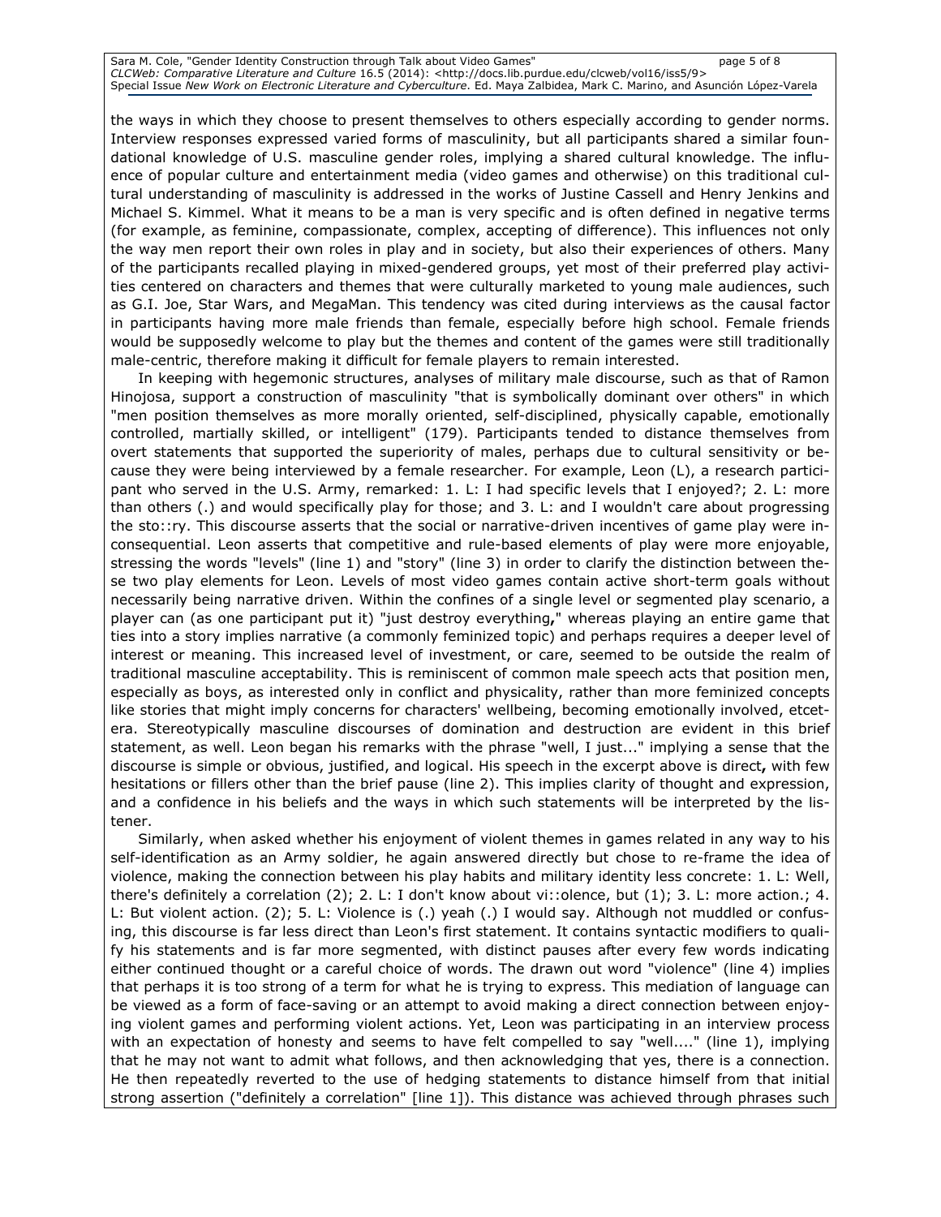the ways in which they choose to present themselves to others especially according to gender norms. Interview responses expressed varied forms of masculinity, but all participants shared a similar foundational knowledge of U.S. masculine gender roles, implying a shared cultural knowledge. The influence of popular culture and entertainment media (video games and otherwise) on this traditional cultural understanding of masculinity is addressed in the works of Justine Cassell and Henry Jenkins and Michael S. Kimmel. What it means to be a man is very specific and is often defined in negative terms (for example, as feminine, compassionate, complex, accepting of difference). This influences not only the way men report their own roles in play and in society, but also their experiences of others. Many of the participants recalled playing in mixed-gendered groups, yet most of their preferred play activities centered on characters and themes that were culturally marketed to young male audiences, such as G.I. Joe, Star Wars, and MegaMan. This tendency was cited during interviews as the causal factor in participants having more male friends than female, especially before high school. Female friends would be supposedly welcome to play but the themes and content of the games were still traditionally male-centric, therefore making it difficult for female players to remain interested.

In keeping with hegemonic structures, analyses of military male discourse, such as that of Ramon Hinojosa, support a construction of masculinity "that is symbolically dominant over others" in which "men position themselves as more morally oriented, self-disciplined, physically capable, emotionally controlled, martially skilled, or intelligent" (179). Participants tended to distance themselves from overt statements that supported the superiority of males, perhaps due to cultural sensitivity or because they were being interviewed by a female researcher. For example, Leon (L), a research participant who served in the U.S. Army, remarked: 1. L: I had specific levels that I enjoyed?; 2. L: more than others (.) and would specifically play for those; and 3. L: and I wouldn't care about progressing the sto::ry. This discourse asserts that the social or narrative-driven incentives of game play were inconsequential. Leon asserts that competitive and rule-based elements of play were more enjoyable, stressing the words "levels" (line 1) and "story" (line 3) in order to clarify the distinction between these two play elements for Leon. Levels of most video games contain active short-term goals without necessarily being narrative driven. Within the confines of a single level or segmented play scenario, a player can (as one participant put it) "just destroy everything**,**" whereas playing an entire game that ties into a story implies narrative (a commonly feminized topic) and perhaps requires a deeper level of interest or meaning. This increased level of investment, or care, seemed to be outside the realm of traditional masculine acceptability. This is reminiscent of common male speech acts that position men, especially as boys, as interested only in conflict and physicality, rather than more feminized concepts like stories that might imply concerns for characters' wellbeing, becoming emotionally involved, etcetera. Stereotypically masculine discourses of domination and destruction are evident in this brief statement, as well. Leon began his remarks with the phrase "well, I just..." implying a sense that the discourse is simple or obvious, justified, and logical. His speech in the excerpt above is direct**,** with few hesitations or fillers other than the brief pause (line 2). This implies clarity of thought and expression, and a confidence in his beliefs and the ways in which such statements will be interpreted by the listener.

Similarly, when asked whether his enjoyment of violent themes in games related in any way to his self-identification as an Army soldier, he again answered directly but chose to re-frame the idea of violence, making the connection between his play habits and military identity less concrete: 1. L: Well, there's definitely a correlation (2); 2. L: I don't know about vi::olence, but (1); 3. L: more action.; 4. L: But violent action. (2); 5. L: Violence is (.) yeah (.) I would say. Although not muddled or confusing, this discourse is far less direct than Leon's first statement. It contains syntactic modifiers to qualify his statements and is far more segmented, with distinct pauses after every few words indicating either continued thought or a careful choice of words. The drawn out word "violence" (line 4) implies that perhaps it is too strong of a term for what he is trying to express. This mediation of language can be viewed as a form of face-saving or an attempt to avoid making a direct connection between enjoying violent games and performing violent actions. Yet, Leon was participating in an interview process with an expectation of honesty and seems to have felt compelled to say "well...." (line 1), implying that he may not want to admit what follows, and then acknowledging that yes, there is a connection. He then repeatedly reverted to the use of hedging statements to distance himself from that initial strong assertion ("definitely a correlation" [line 1]). This distance was achieved through phrases such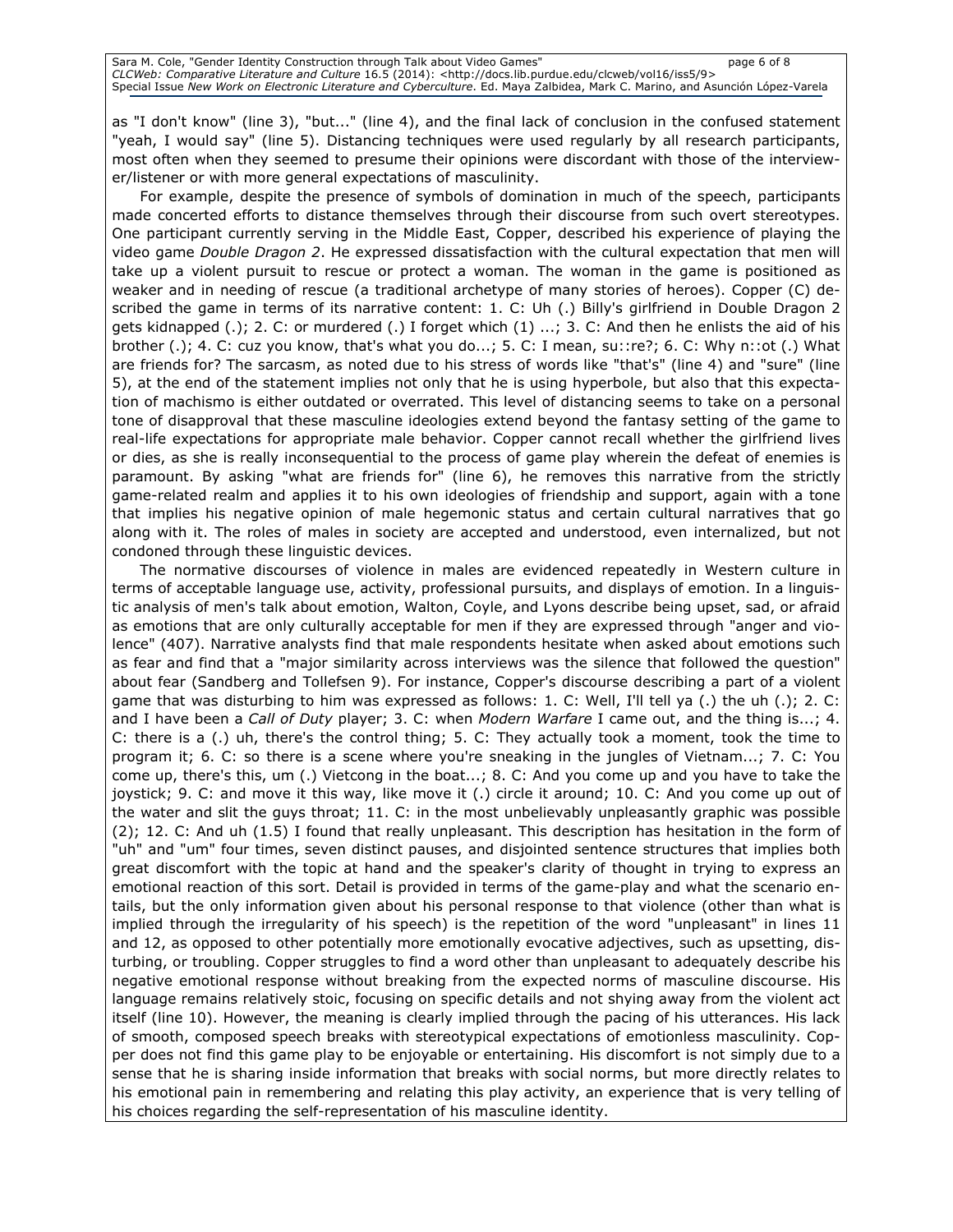as "I don't know" (line 3), "but..." (line 4), and the final lack of conclusion in the confused statement "yeah, I would say" (line 5). Distancing techniques were used regularly by all research participants, most often when they seemed to presume their opinions were discordant with those of the interviewer/listener or with more general expectations of masculinity.

For example, despite the presence of symbols of domination in much of the speech, participants made concerted efforts to distance themselves through their discourse from such overt stereotypes. One participant currently serving in the Middle East, Copper, described his experience of playing the video game *Double Dragon 2*. He expressed dissatisfaction with the cultural expectation that men will take up a violent pursuit to rescue or protect a woman. The woman in the game is positioned as weaker and in needing of rescue (a traditional archetype of many stories of heroes). Copper (C) described the game in terms of its narrative content: 1. C: Uh (.) Billy's girlfriend in Double Dragon 2 gets kidnapped (.); 2. C: or murdered (.) I forget which (1) ...; 3. C: And then he enlists the aid of his brother (.); 4. C: cuz you know, that's what you do...; 5. C: I mean, su::re?; 6. C: Why n::ot (.) What are friends for? The sarcasm, as noted due to his stress of words like "that's" (line 4) and "sure" (line 5), at the end of the statement implies not only that he is using hyperbole, but also that this expectation of machismo is either outdated or overrated. This level of distancing seems to take on a personal tone of disapproval that these masculine ideologies extend beyond the fantasy setting of the game to real-life expectations for appropriate male behavior. Copper cannot recall whether the girlfriend lives or dies, as she is really inconsequential to the process of game play wherein the defeat of enemies is paramount. By asking "what are friends for" (line 6), he removes this narrative from the strictly game-related realm and applies it to his own ideologies of friendship and support, again with a tone that implies his negative opinion of male hegemonic status and certain cultural narratives that go along with it. The roles of males in society are accepted and understood, even internalized, but not condoned through these linguistic devices.

The normative discourses of violence in males are evidenced repeatedly in Western culture in terms of acceptable language use, activity, professional pursuits, and displays of emotion. In a linguistic analysis of men's talk about emotion, Walton, Coyle, and Lyons describe being upset, sad, or afraid as emotions that are only culturally acceptable for men if they are expressed through "anger and violence" (407). Narrative analysts find that male respondents hesitate when asked about emotions such as fear and find that a "major similarity across interviews was the silence that followed the question" about fear (Sandberg and Tollefsen 9). For instance, Copper's discourse describing a part of a violent game that was disturbing to him was expressed as follows: 1. C: Well, I'll tell ya (.) the uh (.); 2. C: and I have been a *Call of Duty* player; 3. C: when *Modern Warfare* I came out, and the thing is...; 4. C: there is a (.) uh, there's the control thing; 5. C: They actually took a moment, took the time to program it; 6. C: so there is a scene where you're sneaking in the jungles of Vietnam...; 7. C: You come up, there's this, um (.) Vietcong in the boat...; 8. C: And you come up and you have to take the joystick; 9. C: and move it this way, like move it (.) circle it around; 10. C: And you come up out of the water and slit the guys throat; 11. C: in the most unbelievably unpleasantly graphic was possible (2); 12. C: And uh (1.5) I found that really unpleasant. This description has hesitation in the form of "uh" and "um" four times, seven distinct pauses, and disjointed sentence structures that implies both great discomfort with the topic at hand and the speaker's clarity of thought in trying to express an emotional reaction of this sort. Detail is provided in terms of the game-play and what the scenario entails, but the only information given about his personal response to that violence (other than what is implied through the irregularity of his speech) is the repetition of the word "unpleasant" in lines 11 and 12, as opposed to other potentially more emotionally evocative adjectives, such as upsetting, disturbing, or troubling. Copper struggles to find a word other than unpleasant to adequately describe his negative emotional response without breaking from the expected norms of masculine discourse. His language remains relatively stoic, focusing on specific details and not shying away from the violent act itself (line 10). However, the meaning is clearly implied through the pacing of his utterances. His lack of smooth, composed speech breaks with stereotypical expectations of emotionless masculinity. Copper does not find this game play to be enjoyable or entertaining. His discomfort is not simply due to a sense that he is sharing inside information that breaks with social norms, but more directly relates to his emotional pain in remembering and relating this play activity, an experience that is very telling of his choices regarding the self-representation of his masculine identity.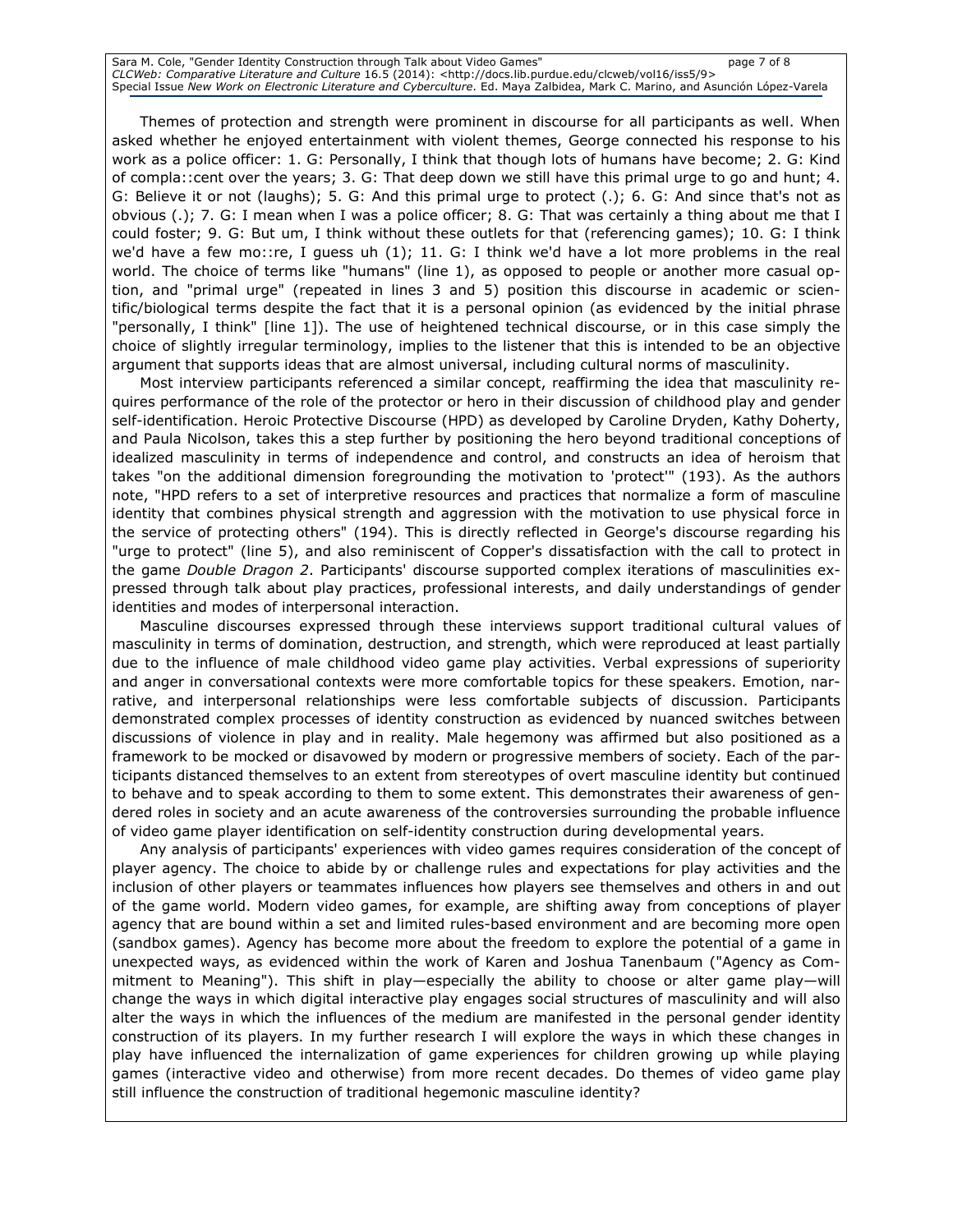Themes of protection and strength were prominent in discourse for all participants as well. When asked whether he enjoyed entertainment with violent themes, George connected his response to his work as a police officer: 1. G: Personally, I think that though lots of humans have become; 2. G: Kind of compla::cent over the years; 3. G: That deep down we still have this primal urge to go and hunt; 4. G: Believe it or not (laughs); 5. G: And this primal urge to protect (.); 6. G: And since that's not as obvious (.); 7. G: I mean when I was a police officer; 8. G: That was certainly a thing about me that I could foster; 9. G: But um, I think without these outlets for that (referencing games); 10. G: I think we'd have a few mo::re, I guess uh (1); 11. G: I think we'd have a lot more problems in the real world. The choice of terms like "humans" (line 1), as opposed to people or another more casual option, and "primal urge" (repeated in lines 3 and 5) position this discourse in academic or scientific/biological terms despite the fact that it is a personal opinion (as evidenced by the initial phrase "personally, I think" [line 1]). The use of heightened technical discourse, or in this case simply the choice of slightly irregular terminology, implies to the listener that this is intended to be an objective argument that supports ideas that are almost universal, including cultural norms of masculinity.

Most interview participants referenced a similar concept, reaffirming the idea that masculinity requires performance of the role of the protector or hero in their discussion of childhood play and gender self-identification. Heroic Protective Discourse (HPD) as developed by Caroline Dryden, Kathy Doherty, and Paula Nicolson, takes this a step further by positioning the hero beyond traditional conceptions of idealized masculinity in terms of independence and control, and constructs an idea of heroism that takes "on the additional dimension foregrounding the motivation to 'protect'" (193). As the authors note, "HPD refers to a set of interpretive resources and practices that normalize a form of masculine identity that combines physical strength and aggression with the motivation to use physical force in the service of protecting others" (194). This is directly reflected in George's discourse regarding his "urge to protect" (line 5), and also reminiscent of Copper's dissatisfaction with the call to protect in the game *Double Dragon 2*. Participants' discourse supported complex iterations of masculinities expressed through talk about play practices, professional interests, and daily understandings of gender identities and modes of interpersonal interaction.

Masculine discourses expressed through these interviews support traditional cultural values of masculinity in terms of domination, destruction, and strength, which were reproduced at least partially due to the influence of male childhood video game play activities. Verbal expressions of superiority and anger in conversational contexts were more comfortable topics for these speakers. Emotion, narrative, and interpersonal relationships were less comfortable subjects of discussion. Participants demonstrated complex processes of identity construction as evidenced by nuanced switches between discussions of violence in play and in reality. Male hegemony was affirmed but also positioned as a framework to be mocked or disavowed by modern or progressive members of society. Each of the participants distanced themselves to an extent from stereotypes of overt masculine identity but continued to behave and to speak according to them to some extent. This demonstrates their awareness of gendered roles in society and an acute awareness of the controversies surrounding the probable influence of video game player identification on self-identity construction during developmental years.

Any analysis of participants' experiences with video games requires consideration of the concept of player agency. The choice to abide by or challenge rules and expectations for play activities and the inclusion of other players or teammates influences how players see themselves and others in and out of the game world. Modern video games, for example, are shifting away from conceptions of player agency that are bound within a set and limited rules-based environment and are becoming more open (sandbox games). Agency has become more about the freedom to explore the potential of a game in unexpected ways, as evidenced within the work of Karen and Joshua Tanenbaum ("Agency as Commitment to Meaning"). This shift in play—especially the ability to choose or alter game play—will change the ways in which digital interactive play engages social structures of masculinity and will also alter the ways in which the influences of the medium are manifested in the personal gender identity construction of its players. In my further research I will explore the ways in which these changes in play have influenced the internalization of game experiences for children growing up while playing games (interactive video and otherwise) from more recent decades. Do themes of video game play still influence the construction of traditional hegemonic masculine identity?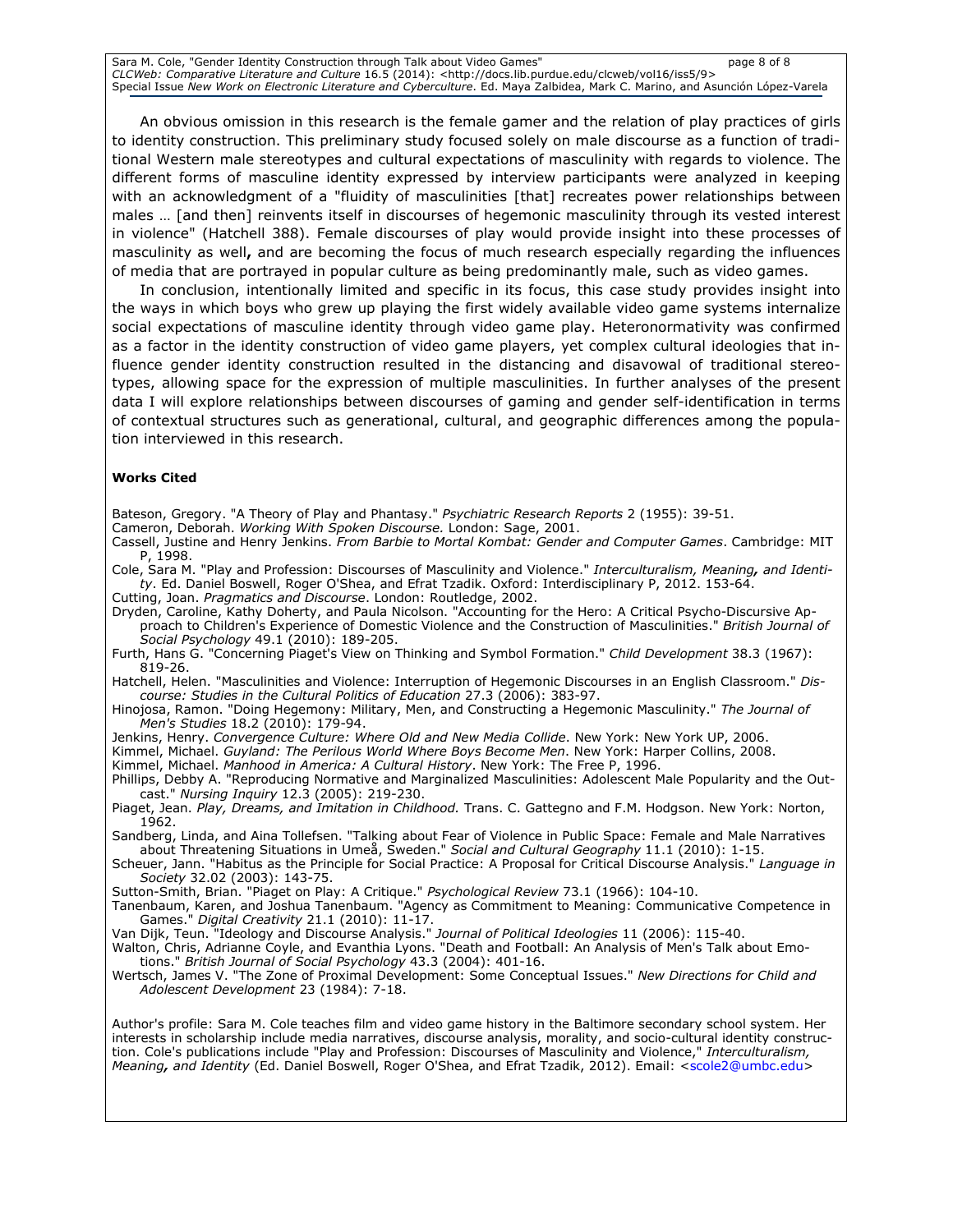An obvious omission in this research is the female gamer and the relation of play practices of girls to identity construction. This preliminary study focused solely on male discourse as a function of traditional Western male stereotypes and cultural expectations of masculinity with regards to violence. The different forms of masculine identity expressed by interview participants were analyzed in keeping with an acknowledgment of a "fluidity of masculinities [that] recreates power relationships between males … [and then] reinvents itself in discourses of hegemonic masculinity through its vested interest in violence" (Hatchell 388). Female discourses of play would provide insight into these processes of masculinity as well**,** and are becoming the focus of much research especially regarding the influences of media that are portrayed in popular culture as being predominantly male, such as video games.

In conclusion, intentionally limited and specific in its focus, this case study provides insight into the ways in which boys who grew up playing the first widely available video game systems internalize social expectations of masculine identity through video game play. Heteronormativity was confirmed as a factor in the identity construction of video game players, yet complex cultural ideologies that influence gender identity construction resulted in the distancing and disavowal of traditional stereotypes, allowing space for the expression of multiple masculinities. In further analyses of the present data I will explore relationships between discourses of gaming and gender self-identification in terms of contextual structures such as generational, cultural, and geographic differences among the population interviewed in this research.

**Works Cited**

Bateson, Gregory. "A Theory of Play and Phantasy." *Psychiatric Research Reports* 2 (1955): 39-51.

Cameron, Deborah. *Working With Spoken Discourse.* London: Sage, 2001.

Cassell, Justine and Henry Jenkins. *From Barbie to Mortal Kombat: Gender and Computer Games*. Cambridge: MIT P, 1998.

Cole, Sara M. "Play and Profession: Discourses of Masculinity and Violence." *Interculturalism, Meaning, and Identity*. Ed. Daniel Boswell, Roger O'Shea, and Efrat Tzadik. Oxford: Interdisciplinary P, 2012. 153-64.

Cutting, Joan. *Pragmatics and Discourse*. London: Routledge, 2002.

Dryden, Caroline, Kathy Doherty, and Paula Nicolson. "Accounting for the Hero: A Critical Psycho-Discursive Approach to Children's Experience of Domestic Violence and the Construction of Masculinities." *British Journal of Social Psychology* 49.1 (2010): 189-205.

Furth, Hans G. "Concerning Piaget's View on Thinking and Symbol Formation." *Child Development* 38.3 (1967): 819-26.

Hatchell, Helen. "Masculinities and Violence: Interruption of Hegemonic Discourses in an English Classroom." *Discourse: Studies in the Cultural Politics of Education* 27.3 (2006): 383-97.

Hinojosa, Ramon. "Doing Hegemony: Military, Men, and Constructing a Hegemonic Masculinity." *The Journal of Men's Studies* 18.2 (2010): 179-94.

Jenkins, Henry. *Convergence Culture: Where Old and New Media Collide*. New York: New York UP, 2006.

Kimmel, Michael. *Guyland: The Perilous World Where Boys Become Men*. New York: Harper Collins, 2008.

Kimmel, Michael. *Manhood in America: A Cultural History*. New York: The Free P, 1996.

Phillips, Debby A. "Reproducing Normative and Marginalized Masculinities: Adolescent Male Popularity and the Outcast." *Nursing Inquiry* 12.3 (2005): 219-230.

Piaget, Jean. *Play, Dreams, and Imitation in Childhood.* Trans. C. Gattegno and F.M. Hodgson. New York: Norton, 1962.

Sandberg, Linda, and Aina Tollefsen. "Talking about Fear of Violence in Public Space: Female and Male Narratives about Threatening Situations in Umeå, Sweden." *Social and Cultural Geography* 11.1 (2010): 1-15.

Scheuer, Jann. "Habitus as the Principle for Social Practice: A Proposal for Critical Discourse Analysis." *Language in Society* 32.02 (2003): 143-75.

Sutton-Smith, Brian. "Piaget on Play: A Critique." *Psychological Review* 73.1 (1966): 104-10.

Tanenbaum, Karen, and Joshua Tanenbaum. "Agency as Commitment to Meaning: Communicative Competence in Games." *Digital Creativity* 21.1 (2010): 11-17.

Van Dijk, Teun. "Ideology and Discourse Analysis." *Journal of Political Ideologies* 11 (2006): 115-40.

Walton, Chris, Adrianne Coyle, and Evanthia Lyons. "Death and Football: An Analysis of Men's Talk about Emotions." *British Journal of Social Psychology* 43.3 (2004): 401-16.

Wertsch, James V. "The Zone of Proximal Development: Some Conceptual Issues." *New Directions for Child and Adolescent Development* 23 (1984): 7-18.

Author's profile: Sara M. Cole teaches film and video game history in the Baltimore secondary school system. Her interests in scholarship include media narratives, discourse analysis, morality, and socio-cultural identity construction. Cole's publications include "Play and Profession: Discourses of Masculinity and Violence," *Interculturalism, Meaning, and Identity* (Ed. Daniel Boswell, Roger O'Shea, and Efrat Tzadik, 2012). Email: <scole2@umbc.edu>